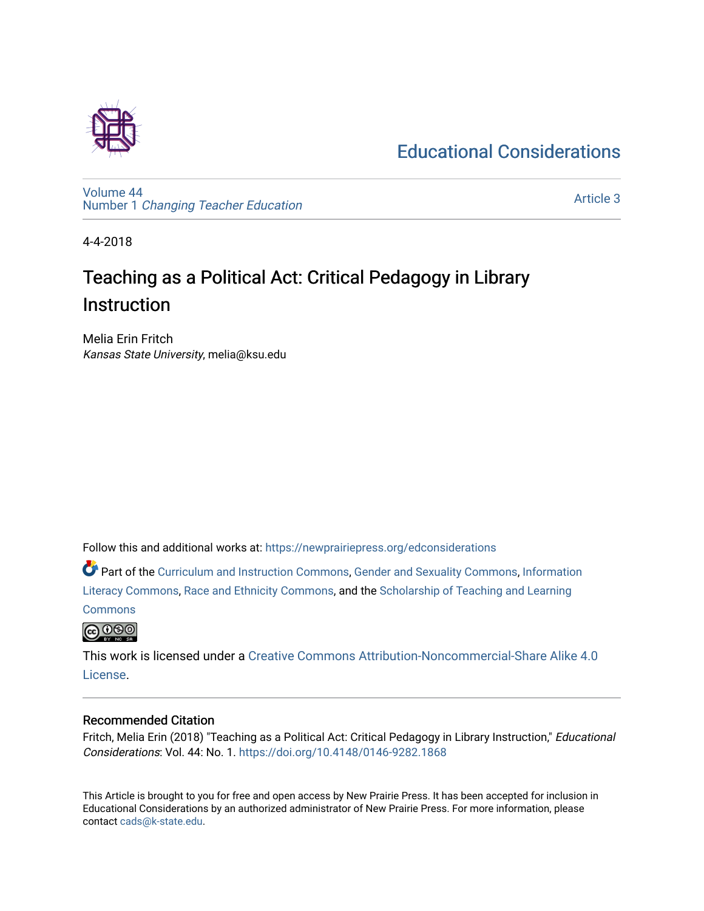# Educational Considerations

Volume 44
Number 1 *Changing Teacher Education*

Article 3

4-4-2018

## Teaching as a Political Act: Critical Pedagogy in Library Instruction

Melia Erin Fritch
*Kansas State University*, melia@ksu.edu

Follow this and additional works at: https://newprairiepress.org/edconsiderations

Part of the Curriculum and Instruction Commons, Gender and Sexuality Commons, Information Literacy Commons, Race and Ethnicity Commons, and the Scholarship of Teaching and Learning Commons

This work is licensed under a Creative Commons Attribution-Noncommercial-Share Alike 4.0 License.

### Recommended Citation

Fritch, Melia Erin (2018) "Teaching as a Political Act: Critical Pedagogy in Library Instruction," *Educational Considerations*: Vol. 44: No. 1. https://doi.org/10.4148/0146-9282.1868

This Article is brought to you for free and open access by New Prairie Press. It has been accepted for inclusion in Educational Considerations by an authorized administrator of New Prairie Press. For more information, please contact cads@k-state.edu.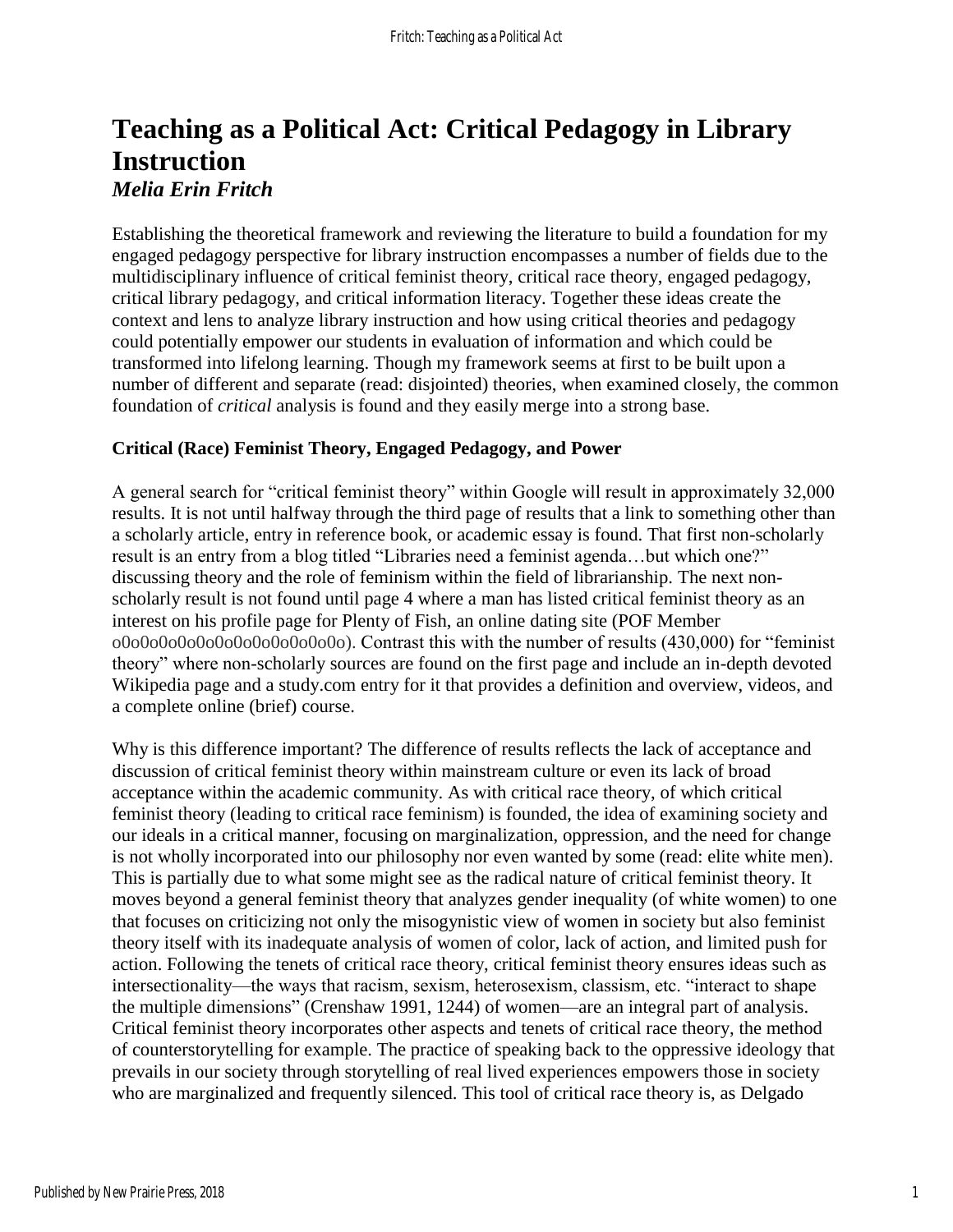# Teaching as a Political Act: Critical Pedagogy in Library Instruction

***Melia Erin Fritch***

Establishing the theoretical framework and reviewing the literature to build a foundation for my engaged pedagogy perspective for library instruction encompasses a number of fields due to the multidisciplinary influence of critical feminist theory, critical race theory, engaged pedagogy, critical library pedagogy, and critical information literacy. Together these ideas create the context and lens to analyze library instruction and how using critical theories and pedagogy could potentially empower our students in evaluation of information and which could be transformed into lifelong learning. Though my framework seems at first to be built upon a number of different and separate (read: disjointed) theories, when examined closely, the common foundation of *critical* analysis is found and they easily merge into a strong base.

## Critical (Race) Feminist Theory, Engaged Pedagogy, and Power

A general search for "critical feminist theory" within Google will result in approximately 32,000 results. It is not until halfway through the third page of results that a link to something other than a scholarly article, entry in reference book, or academic essay is found. That first non-scholarly result is an entry from a blog titled "Libraries need a feminist agenda…but which one?" discussing theory and the role of feminism within the field of librarianship. The next non-scholarly result is not found until page 4 where a man has listed critical feminist theory as an interest on his profile page for Plenty of Fish, an online dating site (POF Member o0o0o0o0o0o0o0o0o0o0o0o0o). Contrast this with the number of results (430,000) for "feminist theory" where non-scholarly sources are found on the first page and include an in-depth devoted Wikipedia page and a study.com entry for it that provides a definition and overview, videos, and a complete online (brief) course.

Why is this difference important? The difference of results reflects the lack of acceptance and discussion of critical feminist theory within mainstream culture or even its lack of broad acceptance within the academic community. As with critical race theory, of which critical feminist theory (leading to critical race feminism) is founded, the idea of examining society and our ideals in a critical manner, focusing on marginalization, oppression, and the need for change is not wholly incorporated into our philosophy nor even wanted by some (read: elite white men). This is partially due to what some might see as the radical nature of critical feminist theory. It moves beyond a general feminist theory that analyzes gender inequality (of white women) to one that focuses on criticizing not only the misogynistic view of women in society but also feminist theory itself with its inadequate analysis of women of color, lack of action, and limited push for action. Following the tenets of critical race theory, critical feminist theory ensures ideas such as intersectionality—the ways that racism, sexism, heterosexism, classism, etc. "interact to shape the multiple dimensions" (Crenshaw 1991, 1244) of women—are an integral part of analysis. Critical feminist theory incorporates other aspects and tenets of critical race theory, the method of counterstorytelling for example. The practice of speaking back to the oppressive ideology that prevails in our society through storytelling of real lived experiences empowers those in society who are marginalized and frequently silenced. This tool of critical race theory is, as Delgado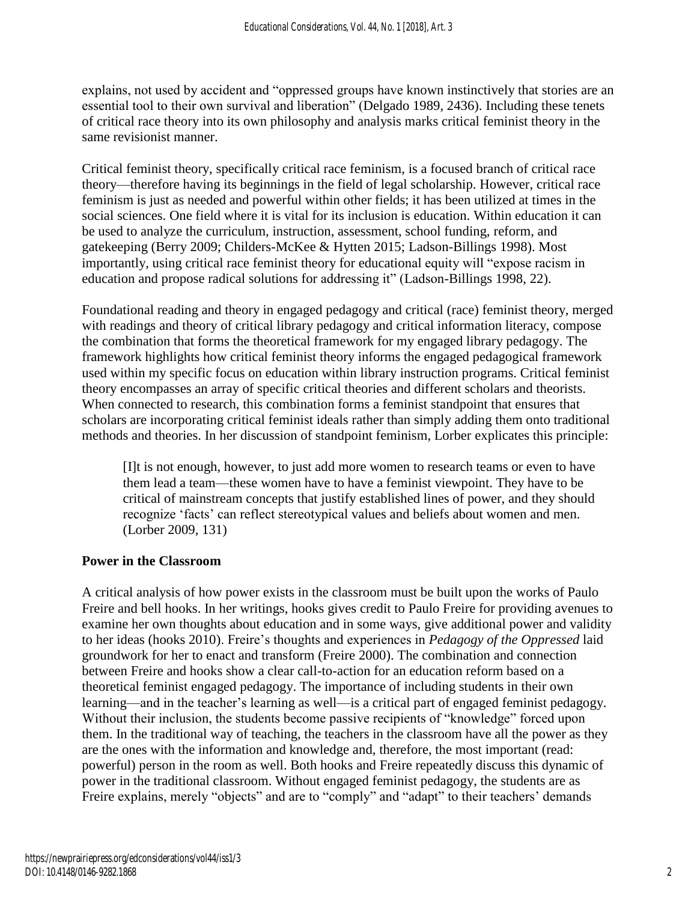explains, not used by accident and "oppressed groups have known instinctively that stories are an essential tool to their own survival and liberation" (Delgado 1989, 2436). Including these tenets of critical race theory into its own philosophy and analysis marks critical feminist theory in the same revisionist manner.

Critical feminist theory, specifically critical race feminism, is a focused branch of critical race theory—therefore having its beginnings in the field of legal scholarship. However, critical race feminism is just as needed and powerful within other fields; it has been utilized at times in the social sciences. One field where it is vital for its inclusion is education. Within education it can be used to analyze the curriculum, instruction, assessment, school funding, reform, and gatekeeping (Berry 2009; Childers-McKee & Hytten 2015; Ladson-Billings 1998). Most importantly, using critical race feminist theory for educational equity will "expose racism in education and propose radical solutions for addressing it" (Ladson-Billings 1998, 22).

Foundational reading and theory in engaged pedagogy and critical (race) feminist theory, merged with readings and theory of critical library pedagogy and critical information literacy, compose the combination that forms the theoretical framework for my engaged library pedagogy. The framework highlights how critical feminist theory informs the engaged pedagogical framework used within my specific focus on education within library instruction programs. Critical feminist theory encompasses an array of specific critical theories and different scholars and theorists. When connected to research, this combination forms a feminist standpoint that ensures that scholars are incorporating critical feminist ideals rather than simply adding them onto traditional methods and theories. In her discussion of standpoint feminism, Lorber explicates this principle:

> [I]t is not enough, however, to just add more women to research teams or even to have them lead a team—these women have to have a feminist viewpoint. They have to be critical of mainstream concepts that justify established lines of power, and they should recognize 'facts' can reflect stereotypical values and beliefs about women and men. (Lorber 2009, 131)

## Power in the Classroom

A critical analysis of how power exists in the classroom must be built upon the works of Paulo Freire and bell hooks. In her writings, hooks gives credit to Paulo Freire for providing avenues to examine her own thoughts about education and in some ways, give additional power and validity to her ideas (hooks 2010). Freire's thoughts and experiences in *Pedagogy of the Oppressed* laid groundwork for her to enact and transform (Freire 2000). The combination and connection between Freire and hooks show a clear call-to-action for an education reform based on a theoretical feminist engaged pedagogy. The importance of including students in their own learning—and in the teacher's learning as well—is a critical part of engaged feminist pedagogy. Without their inclusion, the students become passive recipients of "knowledge" forced upon them. In the traditional way of teaching, the teachers in the classroom have all the power as they are the ones with the information and knowledge and, therefore, the most important (read: powerful) person in the room as well. Both hooks and Freire repeatedly discuss this dynamic of power in the traditional classroom. Without engaged feminist pedagogy, the students are as Freire explains, merely "objects" and are to "comply" and "adapt" to their teachers' demands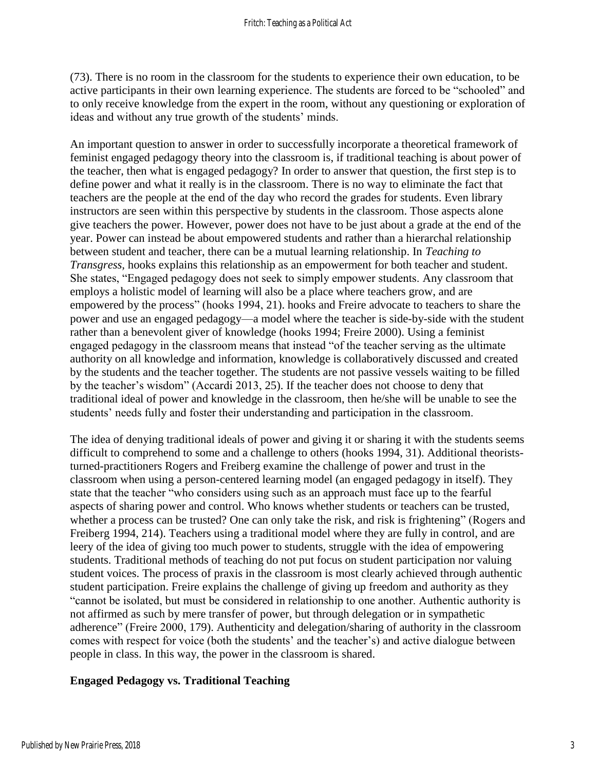(73). There is no room in the classroom for the students to experience their own education, to be active participants in their own learning experience. The students are forced to be "schooled" and to only receive knowledge from the expert in the room, without any questioning or exploration of ideas and without any true growth of the students' minds.

An important question to answer in order to successfully incorporate a theoretical framework of feminist engaged pedagogy theory into the classroom is, if traditional teaching is about power of the teacher, then what is engaged pedagogy? In order to answer that question, the first step is to define power and what it really is in the classroom. There is no way to eliminate the fact that teachers are the people at the end of the day who record the grades for students. Even library instructors are seen within this perspective by students in the classroom. Those aspects alone give teachers the power. However, power does not have to be just about a grade at the end of the year. Power can instead be about empowered students and rather than a hierarchal relationship between student and teacher, there can be a mutual learning relationship. In *Teaching to Transgress,* hooks explains this relationship as an empowerment for both teacher and student. She states, "Engaged pedagogy does not seek to simply empower students. Any classroom that employs a holistic model of learning will also be a place where teachers grow, and are empowered by the process" (hooks 1994, 21). hooks and Freire advocate to teachers to share the power and use an engaged pedagogy—a model where the teacher is side-by-side with the student rather than a benevolent giver of knowledge (hooks 1994; Freire 2000). Using a feminist engaged pedagogy in the classroom means that instead "of the teacher serving as the ultimate authority on all knowledge and information, knowledge is collaboratively discussed and created by the students and the teacher together. The students are not passive vessels waiting to be filled by the teacher's wisdom" (Accardi 2013, 25). If the teacher does not choose to deny that traditional ideal of power and knowledge in the classroom, then he/she will be unable to see the students' needs fully and foster their understanding and participation in the classroom.

The idea of denying traditional ideals of power and giving it or sharing it with the students seems difficult to comprehend to some and a challenge to others (hooks 1994, 31). Additional theorists-turned-practitioners Rogers and Freiberg examine the challenge of power and trust in the classroom when using a person-centered learning model (an engaged pedagogy in itself). They state that the teacher "who considers using such as an approach must face up to the fearful aspects of sharing power and control. Who knows whether students or teachers can be trusted, whether a process can be trusted? One can only take the risk, and risk is frightening" (Rogers and Freiberg 1994, 214). Teachers using a traditional model where they are fully in control, and are leery of the idea of giving too much power to students, struggle with the idea of empowering students. Traditional methods of teaching do not put focus on student participation nor valuing student voices. The process of praxis in the classroom is most clearly achieved through authentic student participation. Freire explains the challenge of giving up freedom and authority as they "cannot be isolated, but must be considered in relationship to one another. Authentic authority is not affirmed as such by mere transfer of power, but through delegation or in sympathetic adherence" (Freire 2000, 179). Authenticity and delegation/sharing of authority in the classroom comes with respect for voice (both the students' and the teacher's) and active dialogue between people in class. In this way, the power in the classroom is shared.

## Engaged Pedagogy vs. Traditional Teaching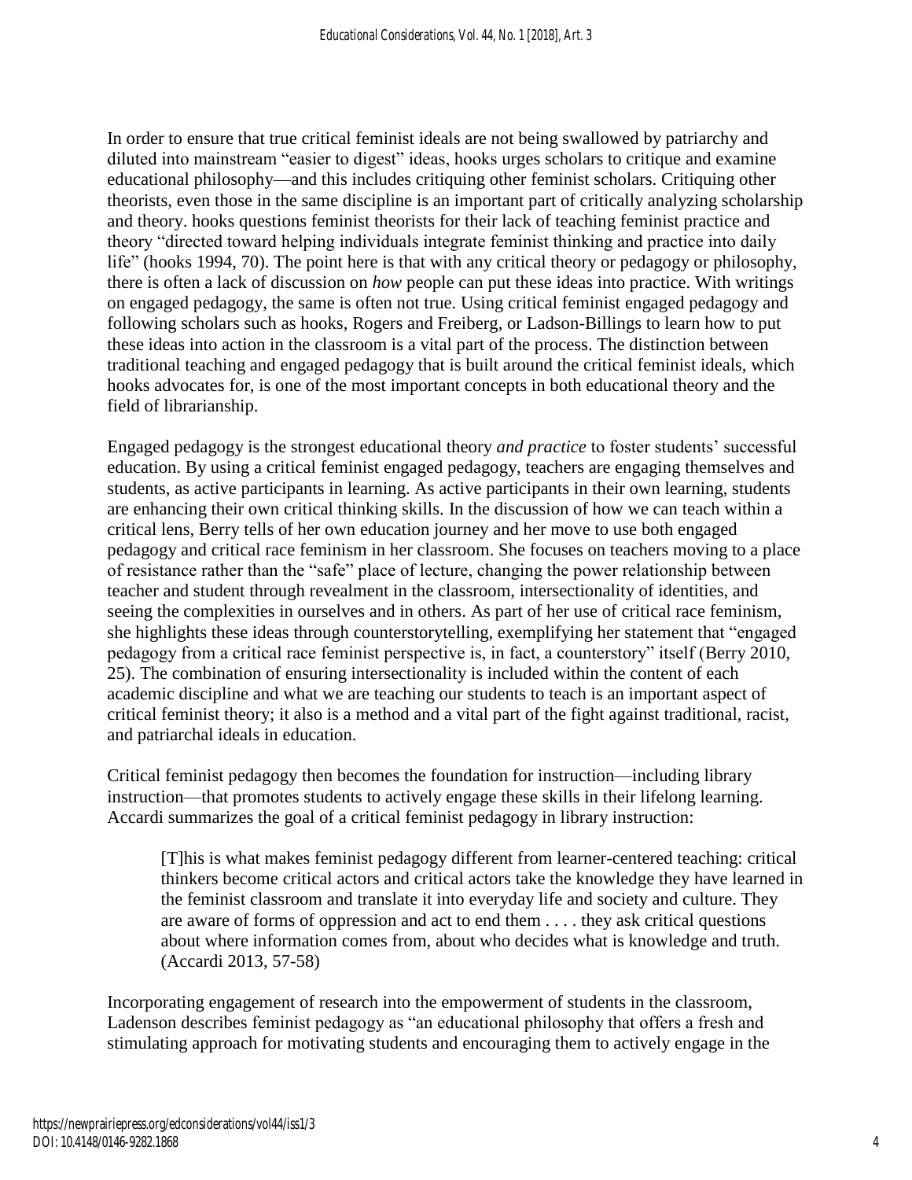In order to ensure that true critical feminist ideals are not being swallowed by patriarchy and diluted into mainstream "easier to digest" ideas, hooks urges scholars to critique and examine educational philosophy—and this includes critiquing other feminist scholars. Critiquing other theorists, even those in the same discipline is an important part of critically analyzing scholarship and theory. hooks questions feminist theorists for their lack of teaching feminist practice and theory "directed toward helping individuals integrate feminist thinking and practice into daily life" (hooks 1994, 70). The point here is that with any critical theory or pedagogy or philosophy, there is often a lack of discussion on *how* people can put these ideas into practice. With writings on engaged pedagogy, the same is often not true. Using critical feminist engaged pedagogy and following scholars such as hooks, Rogers and Freiberg, or Ladson-Billings to learn how to put these ideas into action in the classroom is a vital part of the process. The distinction between traditional teaching and engaged pedagogy that is built around the critical feminist ideals, which hooks advocates for, is one of the most important concepts in both educational theory and the field of librarianship.

Engaged pedagogy is the strongest educational theory *and practice* to foster students' successful education. By using a critical feminist engaged pedagogy, teachers are engaging themselves and students, as active participants in learning. As active participants in their own learning, students are enhancing their own critical thinking skills. In the discussion of how we can teach within a critical lens, Berry tells of her own education journey and her move to use both engaged pedagogy and critical race feminism in her classroom. She focuses on teachers moving to a place of resistance rather than the "safe" place of lecture, changing the power relationship between teacher and student through revealment in the classroom, intersectionality of identities, and seeing the complexities in ourselves and in others. As part of her use of critical race feminism, she highlights these ideas through counterstorytelling, exemplifying her statement that "engaged pedagogy from a critical race feminist perspective is, in fact, a counterstory" itself (Berry 2010, 25). The combination of ensuring intersectionality is included within the content of each academic discipline and what we are teaching our students to teach is an important aspect of critical feminist theory; it also is a method and a vital part of the fight against traditional, racist, and patriarchal ideals in education.

Critical feminist pedagogy then becomes the foundation for instruction—including library instruction—that promotes students to actively engage these skills in their lifelong learning. Accardi summarizes the goal of a critical feminist pedagogy in library instruction:

> [T]his is what makes feminist pedagogy different from learner-centered teaching: critical thinkers become critical actors and critical actors take the knowledge they have learned in the feminist classroom and translate it into everyday life and society and culture. They are aware of forms of oppression and act to end them . . . . they ask critical questions about where information comes from, about who decides what is knowledge and truth. (Accardi 2013, 57-58)

Incorporating engagement of research into the empowerment of students in the classroom, Ladenson describes feminist pedagogy as "an educational philosophy that offers a fresh and stimulating approach for motivating students and encouraging them to actively engage in the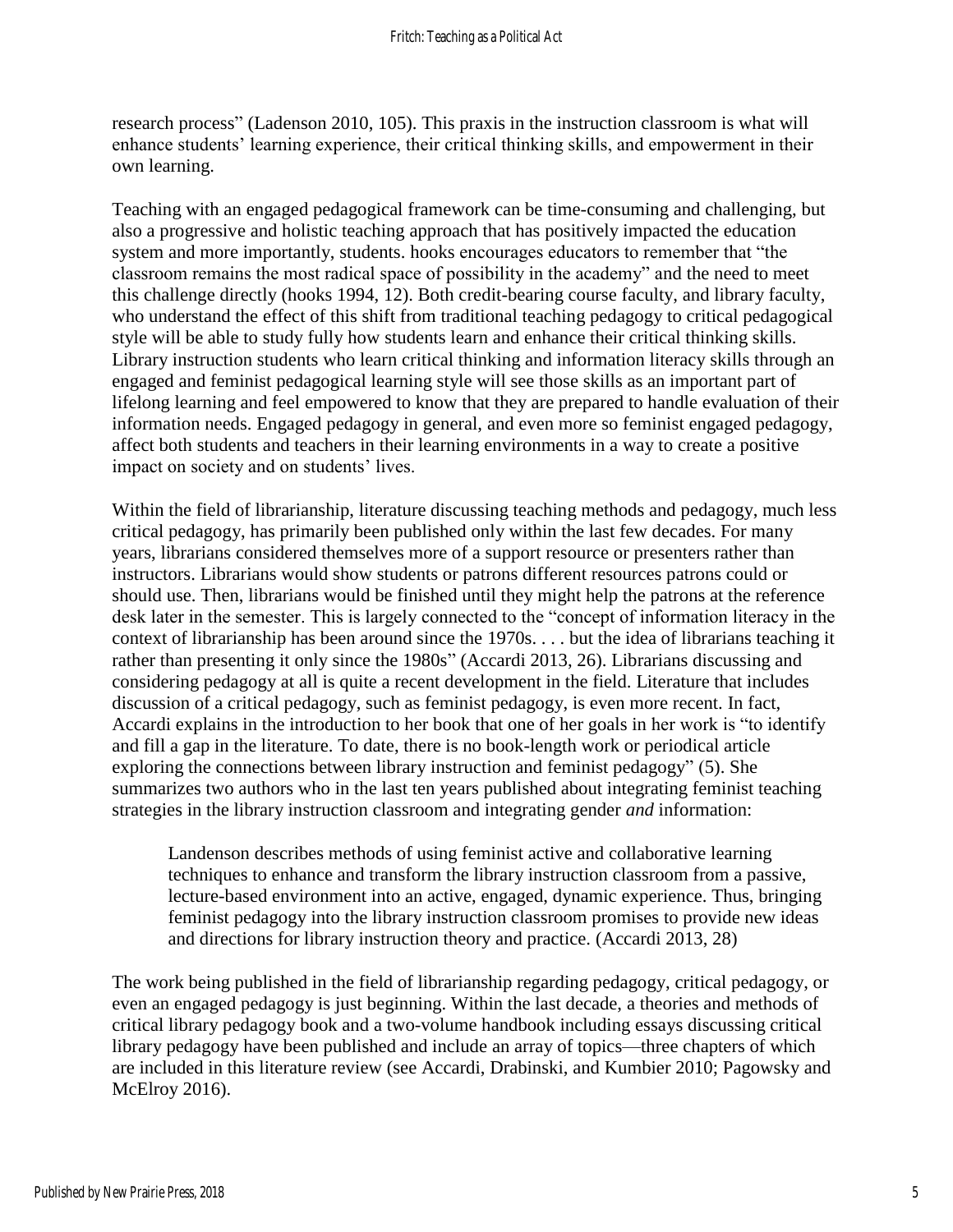research process" (Ladenson 2010, 105). This praxis in the instruction classroom is what will enhance students' learning experience, their critical thinking skills, and empowerment in their own learning.

Teaching with an engaged pedagogical framework can be time-consuming and challenging, but also a progressive and holistic teaching approach that has positively impacted the education system and more importantly, students. hooks encourages educators to remember that "the classroom remains the most radical space of possibility in the academy" and the need to meet this challenge directly (hooks 1994, 12). Both credit-bearing course faculty, and library faculty, who understand the effect of this shift from traditional teaching pedagogy to critical pedagogical style will be able to study fully how students learn and enhance their critical thinking skills. Library instruction students who learn critical thinking and information literacy skills through an engaged and feminist pedagogical learning style will see those skills as an important part of lifelong learning and feel empowered to know that they are prepared to handle evaluation of their information needs. Engaged pedagogy in general, and even more so feminist engaged pedagogy, affect both students and teachers in their learning environments in a way to create a positive impact on society and on students' lives.

Within the field of librarianship, literature discussing teaching methods and pedagogy, much less critical pedagogy, has primarily been published only within the last few decades. For many years, librarians considered themselves more of a support resource or presenters rather than instructors. Librarians would show students or patrons different resources patrons could or should use. Then, librarians would be finished until they might help the patrons at the reference desk later in the semester. This is largely connected to the "concept of information literacy in the context of librarianship has been around since the 1970s. . . . but the idea of librarians teaching it rather than presenting it only since the 1980s" (Accardi 2013, 26). Librarians discussing and considering pedagogy at all is quite a recent development in the field. Literature that includes discussion of a critical pedagogy, such as feminist pedagogy, is even more recent. In fact, Accardi explains in the introduction to her book that one of her goals in her work is "to identify and fill a gap in the literature. To date, there is no book-length work or periodical article exploring the connections between library instruction and feminist pedagogy" (5). She summarizes two authors who in the last ten years published about integrating feminist teaching strategies in the library instruction classroom and integrating gender *and* information:

> Landenson describes methods of using feminist active and collaborative learning techniques to enhance and transform the library instruction classroom from a passive, lecture-based environment into an active, engaged, dynamic experience. Thus, bringing feminist pedagogy into the library instruction classroom promises to provide new ideas and directions for library instruction theory and practice. (Accardi 2013, 28)

The work being published in the field of librarianship regarding pedagogy, critical pedagogy, or even an engaged pedagogy is just beginning. Within the last decade, a theories and methods of critical library pedagogy book and a two-volume handbook including essays discussing critical library pedagogy have been published and include an array of topics—three chapters of which are included in this literature review (see Accardi, Drabinski, and Kumbier 2010; Pagowsky and McElroy 2016).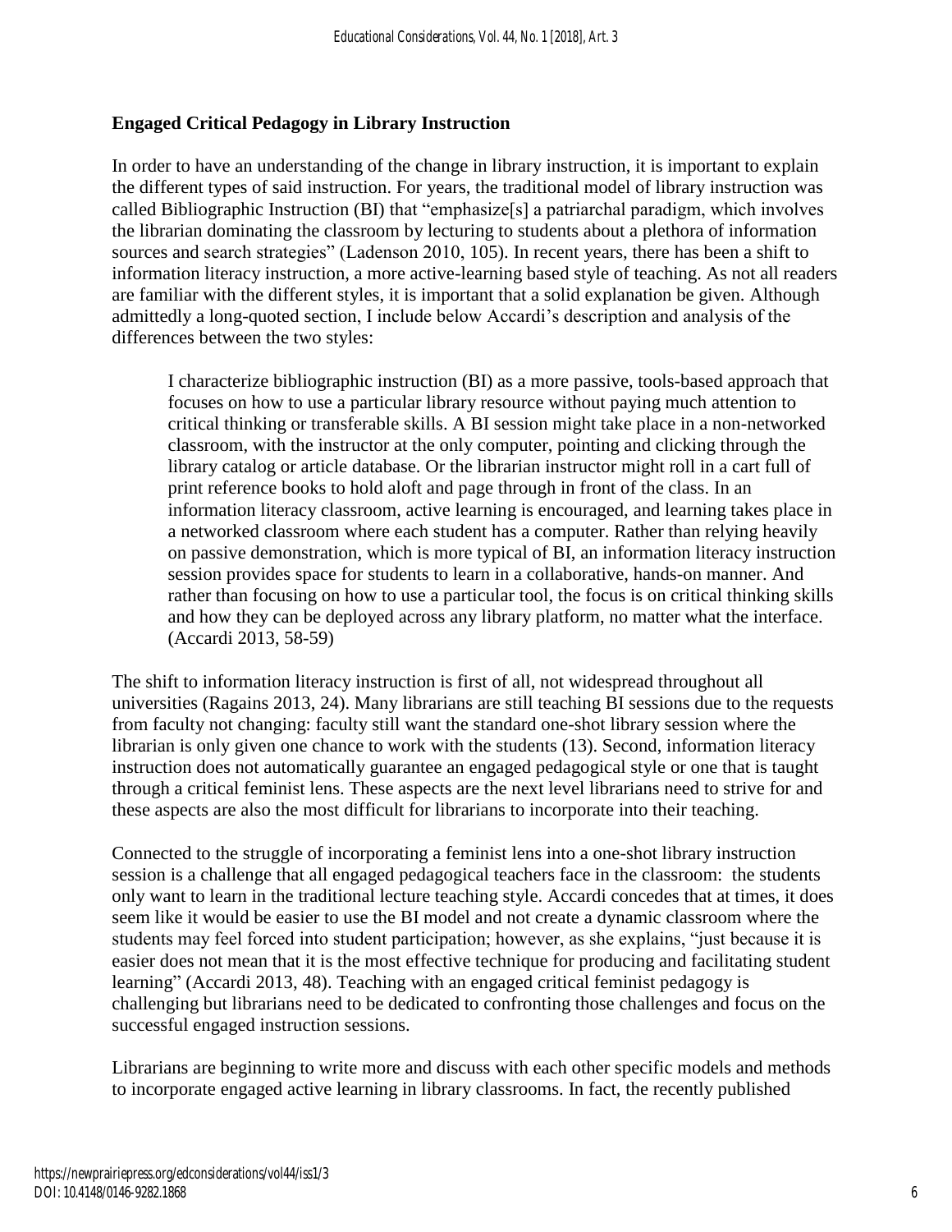**Engaged Critical Pedagogy in Library Instruction**

In order to have an understanding of the change in library instruction, it is important to explain the different types of said instruction. For years, the traditional model of library instruction was called Bibliographic Instruction (BI) that "emphasize[s] a patriarchal paradigm, which involves the librarian dominating the classroom by lecturing to students about a plethora of information sources and search strategies" (Ladenson 2010, 105). In recent years, there has been a shift to information literacy instruction, a more active-learning based style of teaching. As not all readers are familiar with the different styles, it is important that a solid explanation be given. Although admittedly a long-quoted section, I include below Accardi's description and analysis of the differences between the two styles:

> I characterize bibliographic instruction (BI) as a more passive, tools-based approach that focuses on how to use a particular library resource without paying much attention to critical thinking or transferable skills. A BI session might take place in a non-networked classroom, with the instructor at the only computer, pointing and clicking through the library catalog or article database. Or the librarian instructor might roll in a cart full of print reference books to hold aloft and page through in front of the class. In an information literacy classroom, active learning is encouraged, and learning takes place in a networked classroom where each student has a computer. Rather than relying heavily on passive demonstration, which is more typical of BI, an information literacy instruction session provides space for students to learn in a collaborative, hands-on manner. And rather than focusing on how to use a particular tool, the focus is on critical thinking skills and how they can be deployed across any library platform, no matter what the interface. (Accardi 2013, 58-59)

The shift to information literacy instruction is first of all, not widespread throughout all universities (Ragains 2013, 24). Many librarians are still teaching BI sessions due to the requests from faculty not changing: faculty still want the standard one-shot library session where the librarian is only given one chance to work with the students (13). Second, information literacy instruction does not automatically guarantee an engaged pedagogical style or one that is taught through a critical feminist lens. These aspects are the next level librarians need to strive for and these aspects are also the most difficult for librarians to incorporate into their teaching.

Connected to the struggle of incorporating a feminist lens into a one-shot library instruction session is a challenge that all engaged pedagogical teachers face in the classroom: the students only want to learn in the traditional lecture teaching style. Accardi concedes that at times, it does seem like it would be easier to use the BI model and not create a dynamic classroom where the students may feel forced into student participation; however, as she explains, "just because it is easier does not mean that it is the most effective technique for producing and facilitating student learning" (Accardi 2013, 48). Teaching with an engaged critical feminist pedagogy is challenging but librarians need to be dedicated to confronting those challenges and focus on the successful engaged instruction sessions.

Librarians are beginning to write more and discuss with each other specific models and methods to incorporate engaged active learning in library classrooms. In fact, the recently published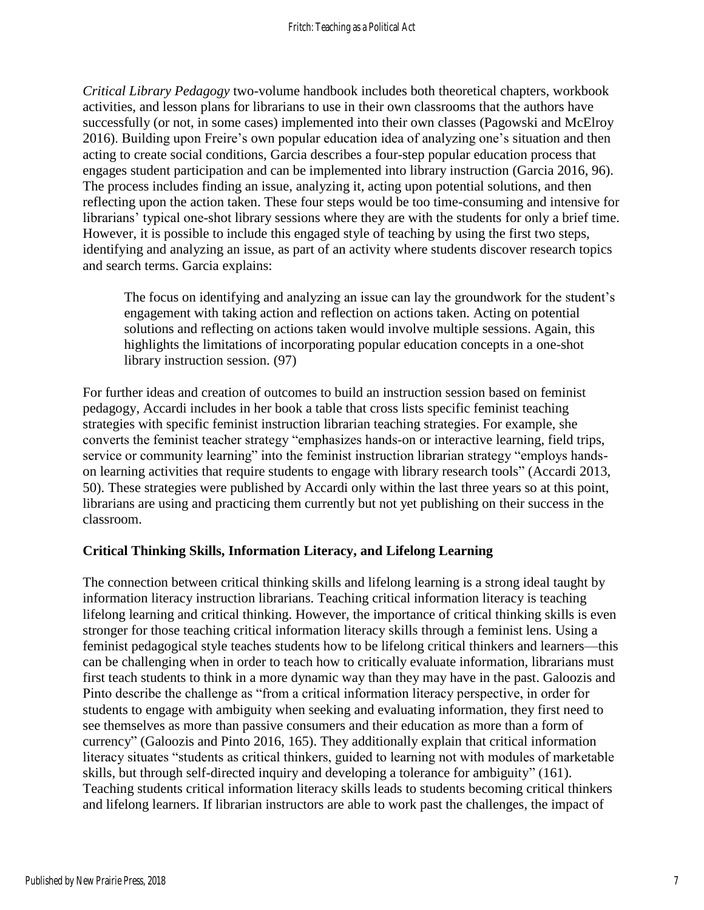*Critical Library Pedagogy* two-volume handbook includes both theoretical chapters, workbook activities, and lesson plans for librarians to use in their own classrooms that the authors have successfully (or not, in some cases) implemented into their own classes (Pagowski and McElroy 2016). Building upon Freire's own popular education idea of analyzing one's situation and then acting to create social conditions, Garcia describes a four-step popular education process that engages student participation and can be implemented into library instruction (Garcia 2016, 96). The process includes finding an issue, analyzing it, acting upon potential solutions, and then reflecting upon the action taken. These four steps would be too time-consuming and intensive for librarians' typical one-shot library sessions where they are with the students for only a brief time. However, it is possible to include this engaged style of teaching by using the first two steps, identifying and analyzing an issue, as part of an activity where students discover research topics and search terms. Garcia explains:

> The focus on identifying and analyzing an issue can lay the groundwork for the student's engagement with taking action and reflection on actions taken. Acting on potential solutions and reflecting on actions taken would involve multiple sessions. Again, this highlights the limitations of incorporating popular education concepts in a one-shot library instruction session. (97)

For further ideas and creation of outcomes to build an instruction session based on feminist pedagogy, Accardi includes in her book a table that cross lists specific feminist teaching strategies with specific feminist instruction librarian teaching strategies. For example, she converts the feminist teacher strategy "emphasizes hands-on or interactive learning, field trips, service or community learning" into the feminist instruction librarian strategy "employs hands-on learning activities that require students to engage with library research tools" (Accardi 2013, 50). These strategies were published by Accardi only within the last three years so at this point, librarians are using and practicing them currently but not yet publishing on their success in the classroom.

## Critical Thinking Skills, Information Literacy, and Lifelong Learning

The connection between critical thinking skills and lifelong learning is a strong ideal taught by information literacy instruction librarians. Teaching critical information literacy is teaching lifelong learning and critical thinking. However, the importance of critical thinking skills is even stronger for those teaching critical information literacy skills through a feminist lens. Using a feminist pedagogical style teaches students how to be lifelong critical thinkers and learners—this can be challenging when in order to teach how to critically evaluate information, librarians must first teach students to think in a more dynamic way than they may have in the past. Galoozis and Pinto describe the challenge as "from a critical information literacy perspective, in order for students to engage with ambiguity when seeking and evaluating information, they first need to see themselves as more than passive consumers and their education as more than a form of currency" (Galoozis and Pinto 2016, 165). They additionally explain that critical information literacy situates "students as critical thinkers, guided to learning not with modules of marketable skills, but through self-directed inquiry and developing a tolerance for ambiguity" (161). Teaching students critical information literacy skills leads to students becoming critical thinkers and lifelong learners. If librarian instructors are able to work past the challenges, the impact of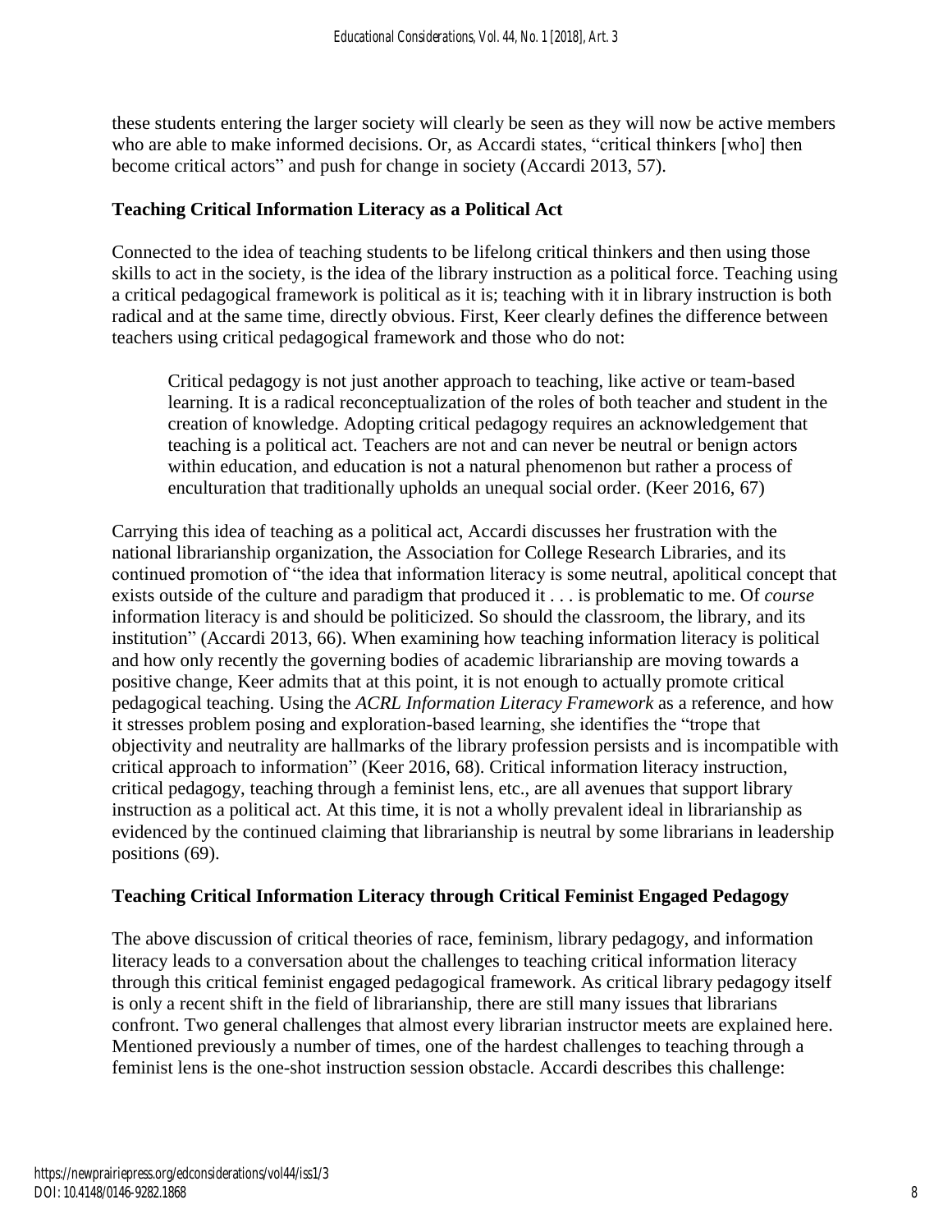these students entering the larger society will clearly be seen as they will now be active members who are able to make informed decisions. Or, as Accardi states, "critical thinkers [who] then become critical actors" and push for change in society (Accardi 2013, 57).

**Teaching Critical Information Literacy as a Political Act**

Connected to the idea of teaching students to be lifelong critical thinkers and then using those skills to act in the society, is the idea of the library instruction as a political force. Teaching using a critical pedagogical framework is political as it is; teaching with it in library instruction is both radical and at the same time, directly obvious. First, Keer clearly defines the difference between teachers using critical pedagogical framework and those who do not:

> Critical pedagogy is not just another approach to teaching, like active or team-based learning. It is a radical reconceptualization of the roles of both teacher and student in the creation of knowledge. Adopting critical pedagogy requires an acknowledgement that teaching is a political act. Teachers are not and can never be neutral or benign actors within education, and education is not a natural phenomenon but rather a process of enculturation that traditionally upholds an unequal social order. (Keer 2016, 67)

Carrying this idea of teaching as a political act, Accardi discusses her frustration with the national librarianship organization, the Association for College Research Libraries, and its continued promotion of "the idea that information literacy is some neutral, apolitical concept that exists outside of the culture and paradigm that produced it . . . is problematic to me. Of *course* information literacy is and should be politicized. So should the classroom, the library, and its institution" (Accardi 2013, 66). When examining how teaching information literacy is political and how only recently the governing bodies of academic librarianship are moving towards a positive change, Keer admits that at this point, it is not enough to actually promote critical pedagogical teaching. Using the *ACRL Information Literacy Framework* as a reference, and how it stresses problem posing and exploration-based learning, she identifies the "trope that objectivity and neutrality are hallmarks of the library profession persists and is incompatible with critical approach to information" (Keer 2016, 68). Critical information literacy instruction, critical pedagogy, teaching through a feminist lens, etc., are all avenues that support library instruction as a political act. At this time, it is not a wholly prevalent ideal in librarianship as evidenced by the continued claiming that librarianship is neutral by some librarians in leadership positions (69).

**Teaching Critical Information Literacy through Critical Feminist Engaged Pedagogy**

The above discussion of critical theories of race, feminism, library pedagogy, and information literacy leads to a conversation about the challenges to teaching critical information literacy through this critical feminist engaged pedagogical framework. As critical library pedagogy itself is only a recent shift in the field of librarianship, there are still many issues that librarians confront. Two general challenges that almost every librarian instructor meets are explained here. Mentioned previously a number of times, one of the hardest challenges to teaching through a feminist lens is the one-shot instruction session obstacle. Accardi describes this challenge: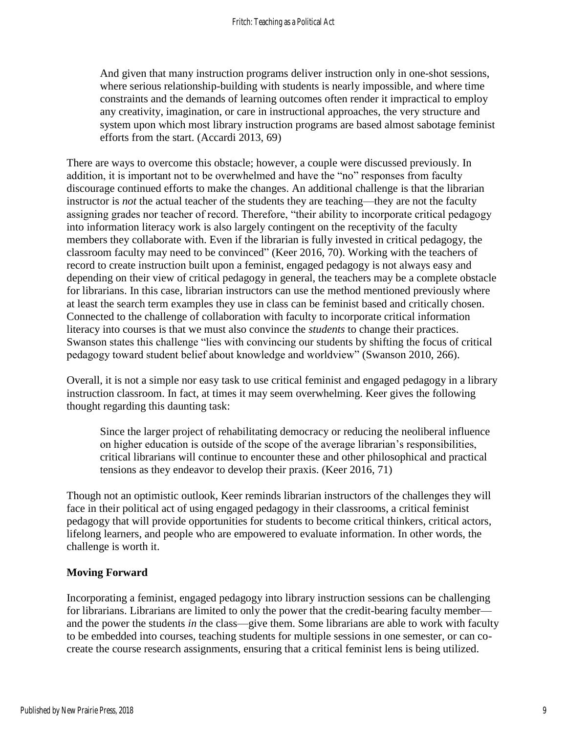> And given that many instruction programs deliver instruction only in one-shot sessions, where serious relationship-building with students is nearly impossible, and where time constraints and the demands of learning outcomes often render it impractical to employ any creativity, imagination, or care in instructional approaches, the very structure and system upon which most library instruction programs are based almost sabotage feminist efforts from the start. (Accardi 2013, 69)

There are ways to overcome this obstacle; however, a couple were discussed previously. In addition, it is important not to be overwhelmed and have the "no" responses from faculty discourage continued efforts to make the changes. An additional challenge is that the librarian instructor is *not* the actual teacher of the students they are teaching—they are not the faculty assigning grades nor teacher of record. Therefore, "their ability to incorporate critical pedagogy into information literacy work is also largely contingent on the receptivity of the faculty members they collaborate with. Even if the librarian is fully invested in critical pedagogy, the classroom faculty may need to be convinced" (Keer 2016, 70). Working with the teachers of record to create instruction built upon a feminist, engaged pedagogy is not always easy and depending on their view of critical pedagogy in general, the teachers may be a complete obstacle for librarians. In this case, librarian instructors can use the method mentioned previously where at least the search term examples they use in class can be feminist based and critically chosen. Connected to the challenge of collaboration with faculty to incorporate critical information literacy into courses is that we must also convince the *students* to change their practices. Swanson states this challenge "lies with convincing our students by shifting the focus of critical pedagogy toward student belief about knowledge and worldview" (Swanson 2010, 266).

Overall, it is not a simple nor easy task to use critical feminist and engaged pedagogy in a library instruction classroom. In fact, at times it may seem overwhelming. Keer gives the following thought regarding this daunting task:

> Since the larger project of rehabilitating democracy or reducing the neoliberal influence on higher education is outside of the scope of the average librarian's responsibilities, critical librarians will continue to encounter these and other philosophical and practical tensions as they endeavor to develop their praxis. (Keer 2016, 71)

Though not an optimistic outlook, Keer reminds librarian instructors of the challenges they will face in their political act of using engaged pedagogy in their classrooms, a critical feminist pedagogy that will provide opportunities for students to become critical thinkers, critical actors, lifelong learners, and people who are empowered to evaluate information. In other words, the challenge is worth it.

**Moving Forward**

Incorporating a feminist, engaged pedagogy into library instruction sessions can be challenging for librarians. Librarians are limited to only the power that the credit-bearing faculty member—and the power the students *in* the class—give them. Some librarians are able to work with faculty to be embedded into courses, teaching students for multiple sessions in one semester, or can co-create the course research assignments, ensuring that a critical feminist lens is being utilized.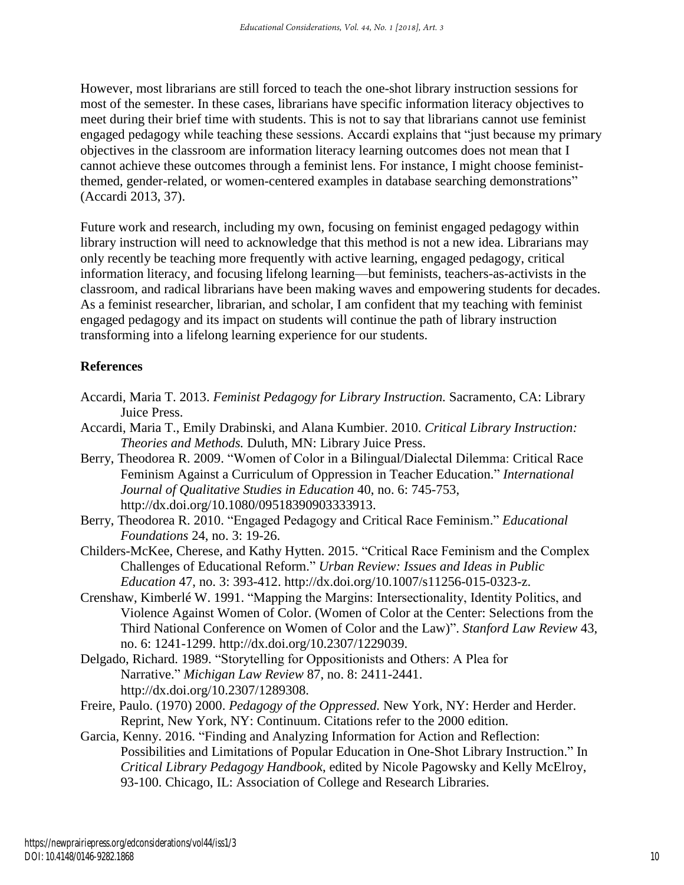However, most librarians are still forced to teach the one-shot library instruction sessions for most of the semester. In these cases, librarians have specific information literacy objectives to meet during their brief time with students. This is not to say that librarians cannot use feminist engaged pedagogy while teaching these sessions. Accardi explains that "just because my primary objectives in the classroom are information literacy learning outcomes does not mean that I cannot achieve these outcomes through a feminist lens. For instance, I might choose feminist-themed, gender-related, or women-centered examples in database searching demonstrations" (Accardi 2013, 37).

Future work and research, including my own, focusing on feminist engaged pedagogy within library instruction will need to acknowledge that this method is not a new idea. Librarians may only recently be teaching more frequently with active learning, engaged pedagogy, critical information literacy, and focusing lifelong learning—but feminists, teachers-as-activists in the classroom, and radical librarians have been making waves and empowering students for decades. As a feminist researcher, librarian, and scholar, I am confident that my teaching with feminist engaged pedagogy and its impact on students will continue the path of library instruction transforming into a lifelong learning experience for our students.

## References

Accardi, Maria T. 2013. *Feminist Pedagogy for Library Instruction.* Sacramento, CA: Library Juice Press.

Accardi, Maria T., Emily Drabinski, and Alana Kumbier. 2010. *Critical Library Instruction: Theories and Methods.* Duluth, MN: Library Juice Press.

Berry, Theodorea R. 2009. "Women of Color in a Bilingual/Dialectal Dilemma: Critical Race Feminism Against a Curriculum of Oppression in Teacher Education." *International Journal of Qualitative Studies in Education* 40, no. 6: 745-753, http://dx.doi.org/10.1080/09518390903333913.

Berry, Theodorea R. 2010. "Engaged Pedagogy and Critical Race Feminism." *Educational Foundations* 24, no. 3: 19-26.

Childers-McKee, Cherese, and Kathy Hytten. 2015. "Critical Race Feminism and the Complex Challenges of Educational Reform." *Urban Review: Issues and Ideas in Public Education* 47, no. 3: 393-412. http://dx.doi.org/10.1007/s11256-015-0323-z.

Crenshaw, Kimberlé W. 1991. "Mapping the Margins: Intersectionality, Identity Politics, and Violence Against Women of Color. (Women of Color at the Center: Selections from the Third National Conference on Women of Color and the Law)". *Stanford Law Review* 43, no. 6: 1241-1299. http://dx.doi.org/10.2307/1229039.

Delgado, Richard. 1989. "Storytelling for Oppositionists and Others: A Plea for Narrative." *Michigan Law Review* 87, no. 8: 2411-2441. http://dx.doi.org/10.2307/1289308.

Freire, Paulo. (1970) 2000. *Pedagogy of the Oppressed.* New York, NY: Herder and Herder. Reprint, New York, NY: Continuum. Citations refer to the 2000 edition.

Garcia, Kenny. 2016. "Finding and Analyzing Information for Action and Reflection: Possibilities and Limitations of Popular Education in One-Shot Library Instruction." In *Critical Library Pedagogy Handbook*, edited by Nicole Pagowsky and Kelly McElroy, 93-100. Chicago, IL: Association of College and Research Libraries.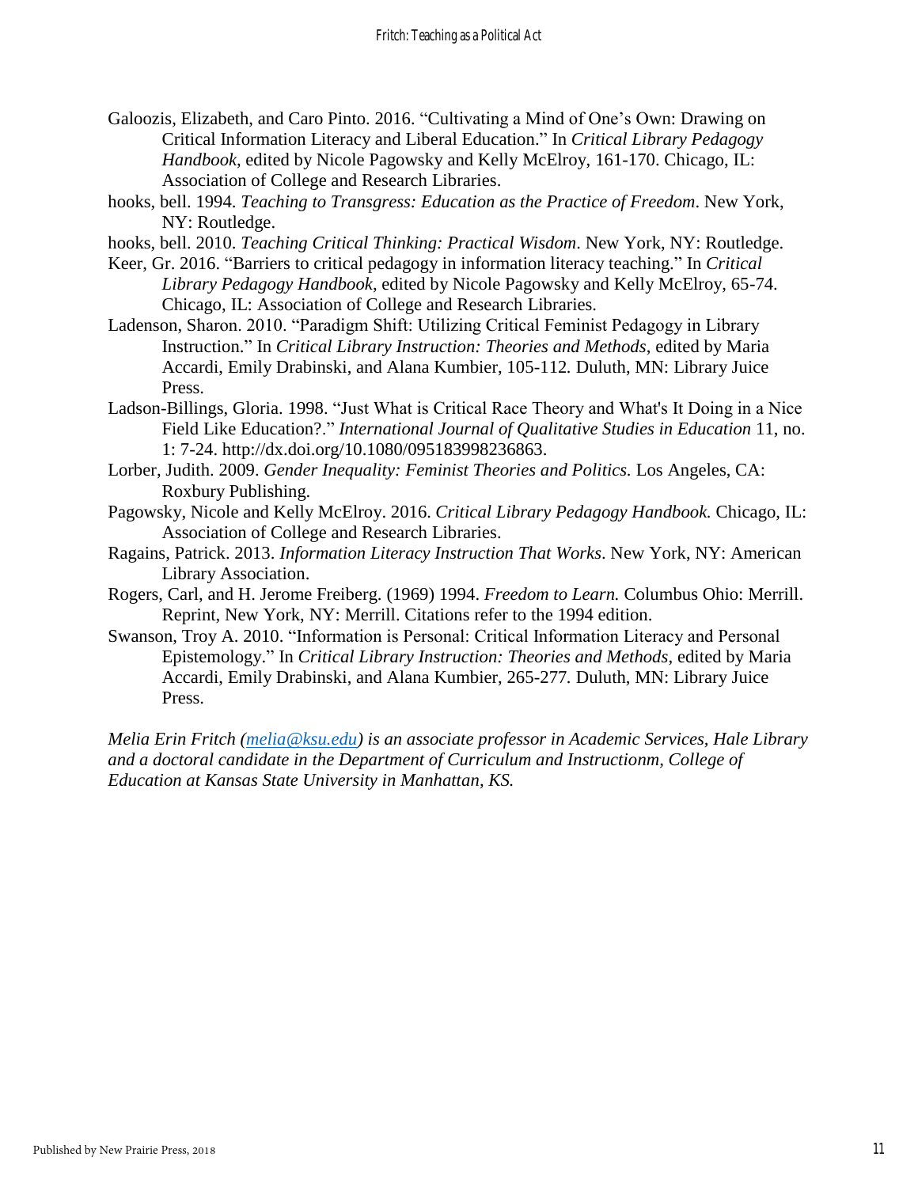Galoozis, Elizabeth, and Caro Pinto. 2016. "Cultivating a Mind of One's Own: Drawing on Critical Information Literacy and Liberal Education." In *Critical Library Pedagogy Handbook*, edited by Nicole Pagowsky and Kelly McElroy, 161-170. Chicago, IL: Association of College and Research Libraries.

hooks, bell. 1994. *Teaching to Transgress: Education as the Practice of Freedom*. New York, NY: Routledge.

hooks, bell. 2010. *Teaching Critical Thinking: Practical Wisdom*. New York, NY: Routledge.

Keer, Gr. 2016. "Barriers to critical pedagogy in information literacy teaching." In *Critical Library Pedagogy Handbook*, edited by Nicole Pagowsky and Kelly McElroy, 65-74. Chicago, IL: Association of College and Research Libraries.

Ladenson, Sharon. 2010. "Paradigm Shift: Utilizing Critical Feminist Pedagogy in Library Instruction." In *Critical Library Instruction: Theories and Methods*, edited by Maria Accardi, Emily Drabinski, and Alana Kumbier, 105-112. Duluth, MN: Library Juice Press.

Ladson-Billings, Gloria. 1998. "Just What is Critical Race Theory and What's It Doing in a Nice Field Like Education?." *International Journal of Qualitative Studies in Education* 11, no. 1: 7-24. http://dx.doi.org/10.1080/095183998236863.

Lorber, Judith. 2009. *Gender Inequality: Feminist Theories and Politics.* Los Angeles, CA: Roxbury Publishing.

Pagowsky, Nicole and Kelly McElroy. 2016. *Critical Library Pedagogy Handbook.* Chicago, IL: Association of College and Research Libraries.

Ragains, Patrick. 2013. *Information Literacy Instruction That Works*. New York, NY: American Library Association.

Rogers, Carl, and H. Jerome Freiberg. (1969) 1994. *Freedom to Learn.* Columbus Ohio: Merrill. Reprint, New York, NY: Merrill. Citations refer to the 1994 edition.

Swanson, Troy A. 2010. "Information is Personal: Critical Information Literacy and Personal Epistemology." In *Critical Library Instruction: Theories and Methods*, edited by Maria Accardi, Emily Drabinski, and Alana Kumbier, 265-277. Duluth, MN: Library Juice Press.

*Melia Erin Fritch (melia@ksu.edu) is an associate professor in Academic Services, Hale Library and a doctoral candidate in the Department of Curriculum and Instructionm, College of Education at Kansas State University in Manhattan, KS.*